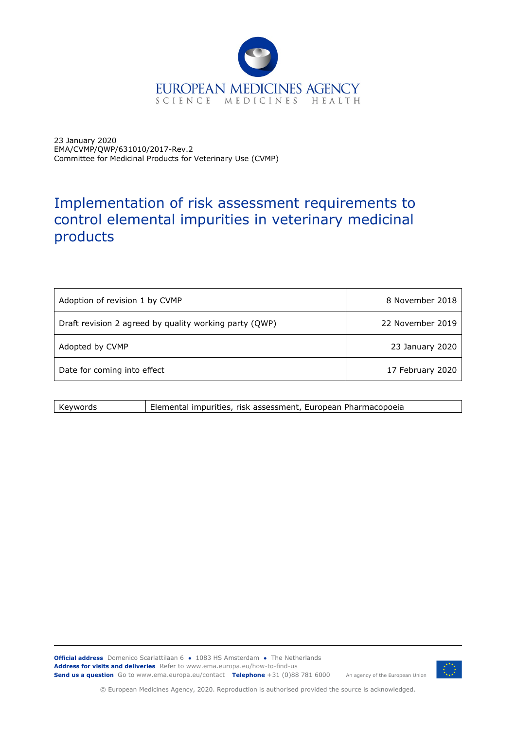EUROPEAN MEDICINES AGENCY
SCIENCE MEDICINES HEALTH

23 January 2020
EMA/CVMP/QWP/631010/2017-Rev.2
Committee for Medicinal Products for Veterinary Use (CVMP)

# Implementation of risk assessment requirements to control elemental impurities in veterinary medicinal products

| | |
|---|---|
| Adoption of revision 1 by CVMP | 8 November 2018 |
| Draft revision 2 agreed by quality working party (QWP) | 22 November 2019 |
| Adopted by CVMP | 23 January 2020 |
| Date for coming into effect | 17 February 2020 |

| | |
|---|---|
| Keywords | Elemental impurities, risk assessment, European Pharmacopoeia |

**Official address** Domenico Scarlattilaan 6 ● 1083 HS Amsterdam ● The Netherlands
**Address for visits and deliveries** Refer to www.ema.europa.eu/how-to-find-us
**Send us a question** Go to www.ema.europa.eu/contact **Telephone** +31 (0)88 781 6000

An agency of the European Union

© European Medicines Agency, 2020. Reproduction is authorised provided the source is acknowledged.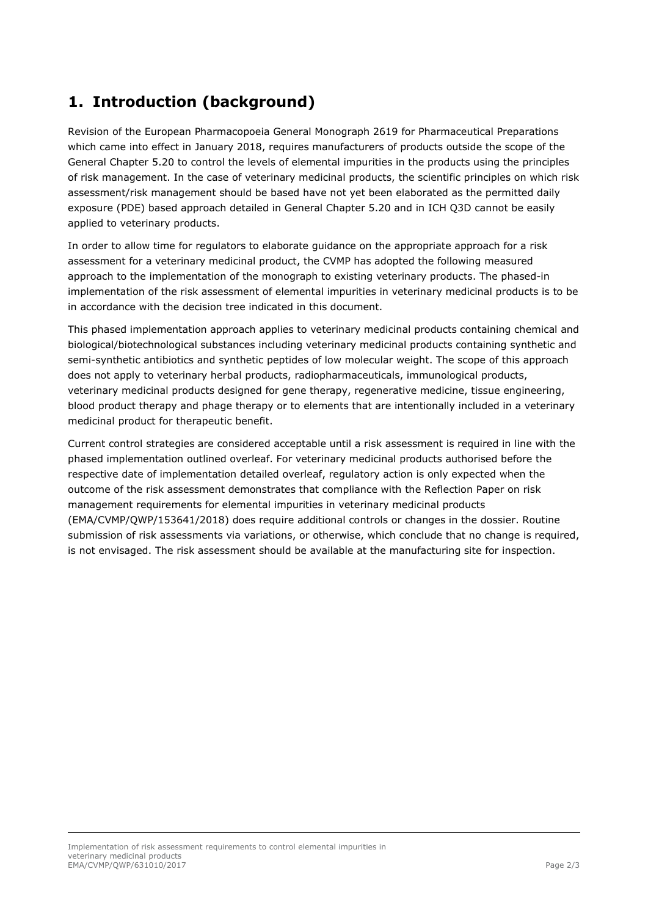# 1. Introduction (background)

Revision of the European Pharmacopoeia General Monograph 2619 for Pharmaceutical Preparations which came into effect in January 2018, requires manufacturers of products outside the scope of the General Chapter 5.20 to control the levels of elemental impurities in the products using the principles of risk management. In the case of veterinary medicinal products, the scientific principles on which risk assessment/risk management should be based have not yet been elaborated as the permitted daily exposure (PDE) based approach detailed in General Chapter 5.20 and in ICH Q3D cannot be easily applied to veterinary products.

In order to allow time for regulators to elaborate guidance on the appropriate approach for a risk assessment for a veterinary medicinal product, the CVMP has adopted the following measured approach to the implementation of the monograph to existing veterinary products. The phased-in implementation of the risk assessment of elemental impurities in veterinary medicinal products is to be in accordance with the decision tree indicated in this document.

This phased implementation approach applies to veterinary medicinal products containing chemical and biological/biotechnological substances including veterinary medicinal products containing synthetic and semi-synthetic antibiotics and synthetic peptides of low molecular weight. The scope of this approach does not apply to veterinary herbal products, radiopharmaceuticals, immunological products, veterinary medicinal products designed for gene therapy, regenerative medicine, tissue engineering, blood product therapy and phage therapy or to elements that are intentionally included in a veterinary medicinal product for therapeutic benefit.

Current control strategies are considered acceptable until a risk assessment is required in line with the phased implementation outlined overleaf. For veterinary medicinal products authorised before the respective date of implementation detailed overleaf, regulatory action is only expected when the outcome of the risk assessment demonstrates that compliance with the Reflection Paper on risk management requirements for elemental impurities in veterinary medicinal products (EMA/CVMP/QWP/153641/2018) does require additional controls or changes in the dossier. Routine submission of risk assessments via variations, or otherwise, which conclude that no change is required, is not envisaged. The risk assessment should be available at the manufacturing site for inspection.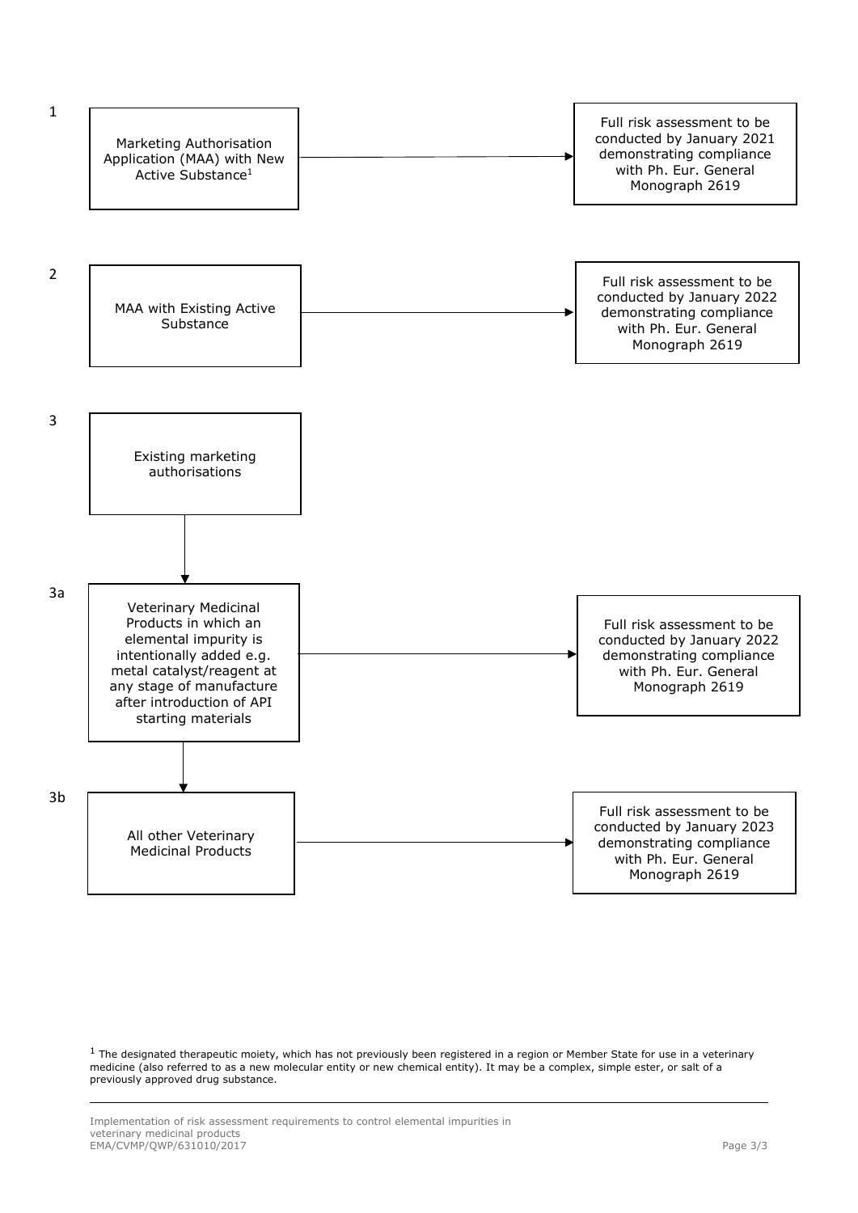1

Marketing Authorisation Application (MAA) with New Active Substance[1]

→ Full risk assessment to be conducted by January 2021 demonstrating compliance with Ph. Eur. General Monograph 2619

2

MAA with Existing Active Substance

→ Full risk assessment to be conducted by January 2022 demonstrating compliance with Ph. Eur. General Monograph 2619

3

Existing marketing authorisations

↓

3a

Veterinary Medicinal Products in which an elemental impurity is intentionally added e.g. metal catalyst/reagent at any stage of manufacture after introduction of API starting materials

→ Full risk assessment to be conducted by January 2022 demonstrating compliance with Ph. Eur. General Monograph 2619

↓

3b

All other Veterinary Medicinal Products

→ Full risk assessment to be conducted by January 2023 demonstrating compliance with Ph. Eur. General Monograph 2619

[1] The designated therapeutic moiety, which has not previously been registered in a region or Member State for use in a veterinary medicine (also referred to as a new molecular entity or new chemical entity). It may be a complex, simple ester, or salt of a previously approved drug substance.